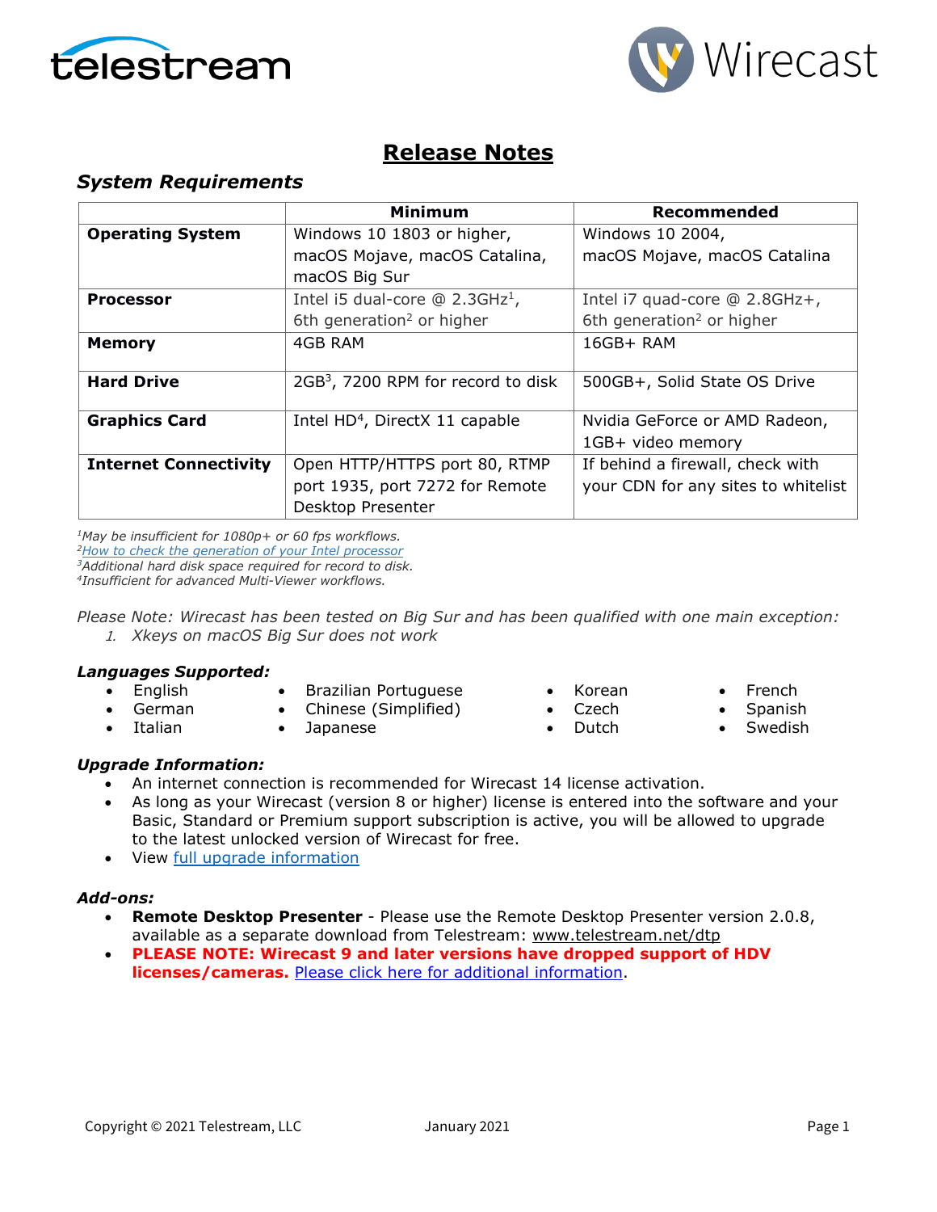# Release Notes

## System Requirements

| | Minimum | Recommended |
|---|---|---|
| **Operating System** | Windows 10 1803 or higher, macOS Mojave, macOS Catalina, macOS Big Sur | Windows 10 2004, macOS Mojave, macOS Catalina |
| **Processor** | Intel i5 dual-core @ 2.3GHz[1], 6th generation[2] or higher | Intel i7 quad-core @ 2.8GHz+, 6th generation[2] or higher |
| **Memory** | 4GB RAM | 16GB+ RAM |
| **Hard Drive** | 2GB[3], 7200 RPM for record to disk | 500GB+, Solid State OS Drive |
| **Graphics Card** | Intel HD[4], DirectX 11 capable | Nvidia GeForce or AMD Radeon, 1GB+ video memory |
| **Internet Connectivity** | Open HTTP/HTTPS port 80, RTMP port 1935, port 7272 for Remote Desktop Presenter | If behind a firewall, check with your CDN for any sites to whitelist |

*[1]May be insufficient for 1080p+ or 60 fps workflows.*
*[2][How to check the generation of your Intel processor](#)*
*[3]Additional hard disk space required for record to disk.*
*[4]Insufficient for advanced Multi-Viewer workflows.*

*Please Note: Wirecast has been tested on Big Sur and has been qualified with one main exception:*

1. *Xkeys on macOS Big Sur does not work*

### *Languages Supported:*

- English
- German
- Italian
- Brazilian Portuguese
- Chinese (Simplified)
- Japanese
- Korean
- Czech
- Dutch
- French
- Spanish
- Swedish

### *Upgrade Information:*

- An internet connection is recommended for Wirecast 14 license activation.
- As long as your Wirecast (version 8 or higher) license is entered into the software and your Basic, Standard or Premium support subscription is active, you will be allowed to upgrade to the latest unlocked version of Wirecast for free.
- View [full upgrade information](#)

### *Add-ons:*

- **Remote Desktop Presenter** - Please use the Remote Desktop Presenter version 2.0.8, available as a separate download from Telestream: www.telestream.net/dtp
- **PLEASE NOTE: Wirecast 9 and later versions have dropped support of HDV licenses/cameras.** [Please click here for additional information](#).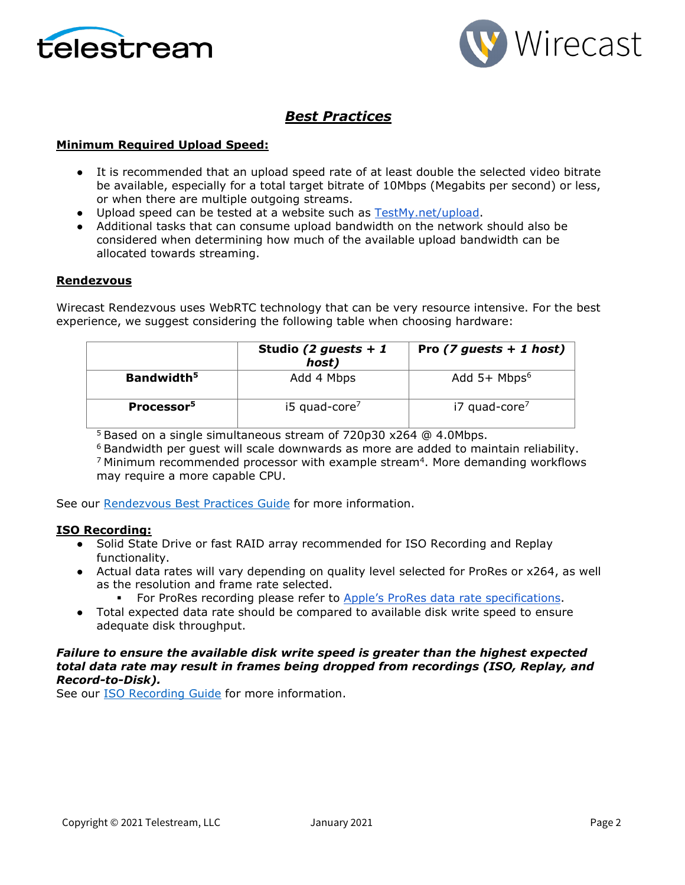# ***Best Practices***

**Minimum Required Upload Speed:**

- It is recommended that an upload speed rate of at least double the selected video bitrate be available, especially for a total target bitrate of 10Mbps (Megabits per second) or less, or when there are multiple outgoing streams.
- Upload speed can be tested at a website such as [TestMy.net/upload](TestMy.net/upload).
- Additional tasks that can consume upload bandwidth on the network should also be considered when determining how much of the available upload bandwidth can be allocated towards streaming.

**Rendezvous**

Wirecast Rendezvous uses WebRTC technology that can be very resource intensive. For the best experience, we suggest considering the following table when choosing hardware:

| | **Studio *(2 guests + 1 host)*** | **Pro *(7 guests + 1 host)*** |
|---|---|---|
| **Bandwidth[5]** | Add 4 Mbps | Add 5+ Mbps[6] |
| **Processor[5]** | i5 quad-core[7] | i7 quad-core[7] |

[5] Based on a single simultaneous stream of 720p30 x264 @ 4.0Mbps.
[6] Bandwidth per guest will scale downwards as more are added to maintain reliability.
[7] Minimum recommended processor with example stream[4]. More demanding workflows may require a more capable CPU.

See our Rendezvous Best Practices Guide for more information.

**ISO Recording:**

- Solid State Drive or fast RAID array recommended for ISO Recording and Replay functionality.
- Actual data rates will vary depending on quality level selected for ProRes or x264, as well as the resolution and frame rate selected.
  - For ProRes recording please refer to Apple's ProRes data rate specifications.
- Total expected data rate should be compared to available disk write speed to ensure adequate disk throughput.

***Failure to ensure the available disk write speed is greater than the highest expected total data rate may result in frames being dropped from recordings (ISO, Replay, and Record-to-Disk).***

See our ISO Recording Guide for more information.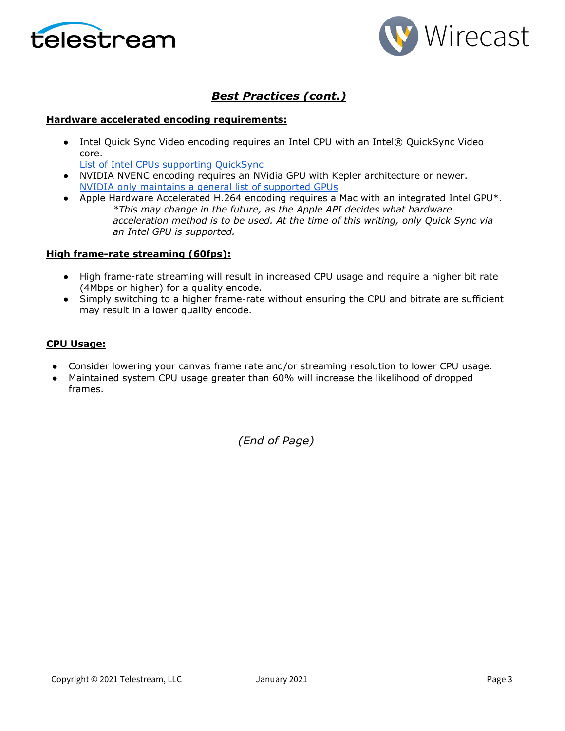## ***Best Practices (cont.)***

**Hardware accelerated encoding requirements:**

- Intel Quick Sync Video encoding requires an Intel CPU with an Intel® QuickSync Video core.
  List of Intel CPUs supporting QuickSync
- NVIDIA NVENC encoding requires an NVidia GPU with Kepler architecture or newer.
  NVIDIA only maintains a general list of supported GPUs
- Apple Hardware Accelerated H.264 encoding requires a Mac with an integrated Intel GPU*.
  *\*This may change in the future, as the Apple API decides what hardware acceleration method is to be used. At the time of this writing, only Quick Sync via an Intel GPU is supported.*

**High frame-rate streaming (60fps):**

- High frame-rate streaming will result in increased CPU usage and require a higher bit rate (4Mbps or higher) for a quality encode.
- Simply switching to a higher frame-rate without ensuring the CPU and bitrate are sufficient may result in a lower quality encode.

**CPU Usage:**

- Consider lowering your canvas frame rate and/or streaming resolution to lower CPU usage.
- Maintained system CPU usage greater than 60% will increase the likelihood of dropped frames.

*(End of Page)*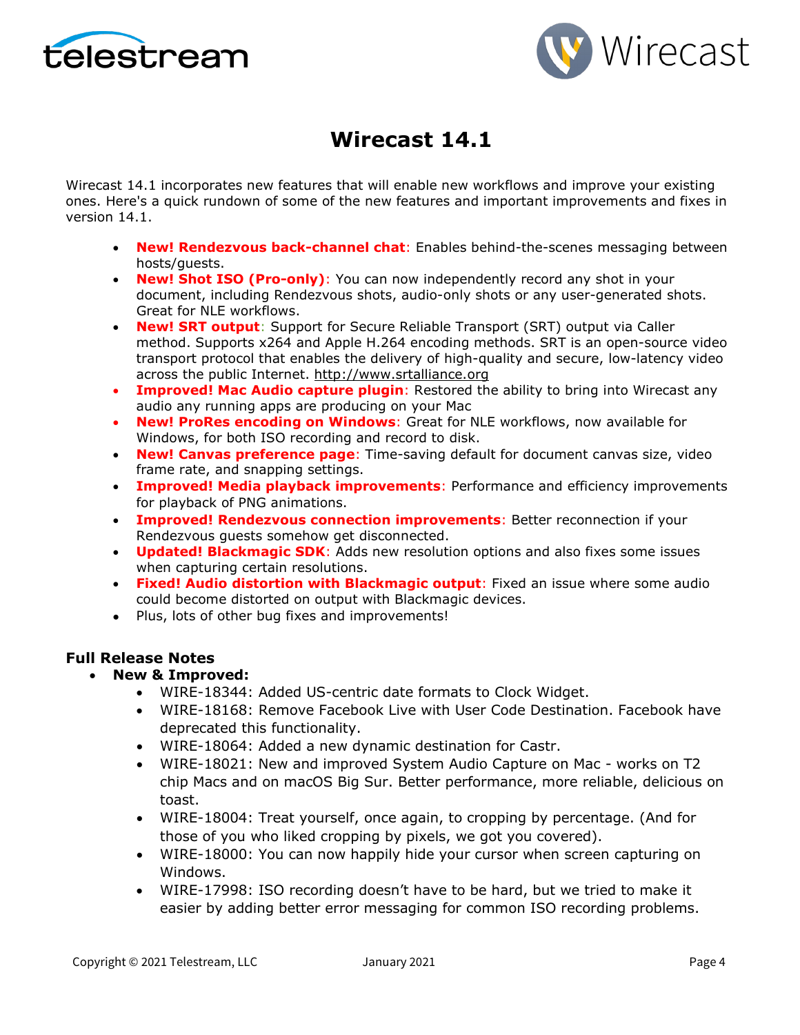# Wirecast 14.1

Wirecast 14.1 incorporates new features that will enable new workflows and improve your existing ones. Here's a quick rundown of some of the new features and important improvements and fixes in version 14.1.

- **New! Rendezvous back-channel chat**: Enables behind-the-scenes messaging between hosts/guests.
- **New! Shot ISO (Pro-only)**: You can now independently record any shot in your document, including Rendezvous shots, audio-only shots or any user-generated shots. Great for NLE workflows.
- **New! SRT output**: Support for Secure Reliable Transport (SRT) output via Caller method. Supports x264 and Apple H.264 encoding methods. SRT is an open-source video transport protocol that enables the delivery of high-quality and secure, low-latency video across the public Internet. http://www.srtalliance.org
- **Improved! Mac Audio capture plugin**: Restored the ability to bring into Wirecast any audio any running apps are producing on your Mac
- **New! ProRes encoding on Windows**: Great for NLE workflows, now available for Windows, for both ISO recording and record to disk.
- **New! Canvas preference page**: Time-saving default for document canvas size, video frame rate, and snapping settings.
- **Improved! Media playback improvements**: Performance and efficiency improvements for playback of PNG animations.
- **Improved! Rendezvous connection improvements**: Better reconnection if your Rendezvous guests somehow get disconnected.
- **Updated! Blackmagic SDK**: Adds new resolution options and also fixes some issues when capturing certain resolutions.
- **Fixed! Audio distortion with Blackmagic output**: Fixed an issue where some audio could become distorted on output with Blackmagic devices.
- Plus, lots of other bug fixes and improvements!

## Full Release Notes

- **New & Improved:**
  - WIRE-18344: Added US-centric date formats to Clock Widget.
  - WIRE-18168: Remove Facebook Live with User Code Destination. Facebook have deprecated this functionality.
  - WIRE-18064: Added a new dynamic destination for Castr.
  - WIRE-18021: New and improved System Audio Capture on Mac - works on T2 chip Macs and on macOS Big Sur. Better performance, more reliable, delicious on toast.
  - WIRE-18004: Treat yourself, once again, to cropping by percentage. (And for those of you who liked cropping by pixels, we got you covered).
  - WIRE-18000: You can now happily hide your cursor when screen capturing on Windows.
  - WIRE-17998: ISO recording doesn't have to be hard, but we tried to make it easier by adding better error messaging for common ISO recording problems.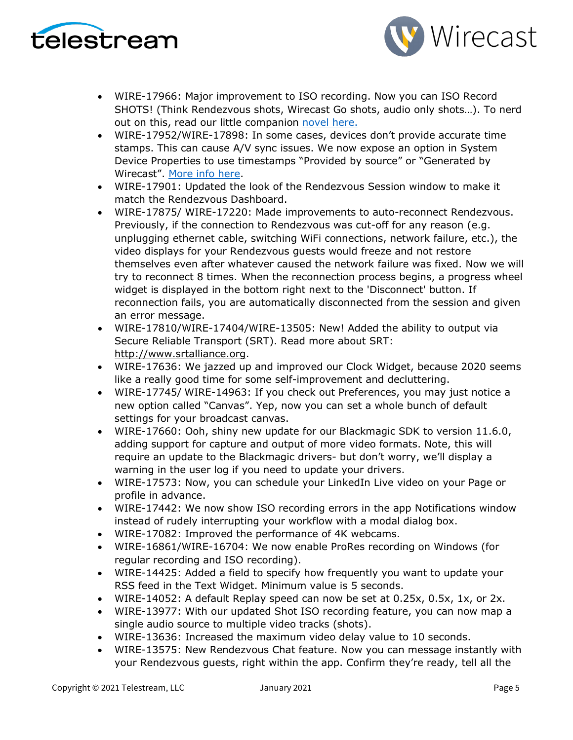- WIRE-17966: Major improvement to ISO recording. Now you can ISO Record SHOTS! (Think Rendezvous shots, Wirecast Go shots, audio only shots…). To nerd out on this, read our little companion [novel here.](#)
- WIRE-17952/WIRE-17898: In some cases, devices don't provide accurate time stamps. This can cause A/V sync issues. We now expose an option in System Device Properties to use timestamps "Provided by source" or "Generated by Wirecast". [More info here](#).
- WIRE-17901: Updated the look of the Rendezvous Session window to make it match the Rendezvous Dashboard.
- WIRE-17875/ WIRE-17220: Made improvements to auto-reconnect Rendezvous. Previously, if the connection to Rendezvous was cut-off for any reason (e.g. unplugging ethernet cable, switching WiFi connections, network failure, etc.), the video displays for your Rendezvous guests would freeze and not restore themselves even after whatever caused the network failure was fixed. Now we will try to reconnect 8 times. When the reconnection process begins, a progress wheel widget is displayed in the bottom right next to the 'Disconnect' button. If reconnection fails, you are automatically disconnected from the session and given an error message.
- WIRE-17810/WIRE-17404/WIRE-13505: New! Added the ability to output via Secure Reliable Transport (SRT). Read more about SRT: http://www.srtalliance.org.
- WIRE-17636: We jazzed up and improved our Clock Widget, because 2020 seems like a really good time for some self-improvement and decluttering.
- WIRE-17745/ WIRE-14963: If you check out Preferences, you may just notice a new option called "Canvas". Yep, now you can set a whole bunch of default settings for your broadcast canvas.
- WIRE-17660: Ooh, shiny new update for our Blackmagic SDK to version 11.6.0, adding support for capture and output of more video formats. Note, this will require an update to the Blackmagic drivers- but don't worry, we'll display a warning in the user log if you need to update your drivers.
- WIRE-17573: Now, you can schedule your LinkedIn Live video on your Page or profile in advance.
- WIRE-17442: We now show ISO recording errors in the app Notifications window instead of rudely interrupting your workflow with a modal dialog box.
- WIRE-17082: Improved the performance of 4K webcams.
- WIRE-16861/WIRE-16704: We now enable ProRes recording on Windows (for regular recording and ISO recording).
- WIRE-14425: Added a field to specify how frequently you want to update your RSS feed in the Text Widget. Minimum value is 5 seconds.
- WIRE-14052: A default Replay speed can now be set at 0.25x, 0.5x, 1x, or 2x.
- WIRE-13977: With our updated Shot ISO recording feature, you can now map a single audio source to multiple video tracks (shots).
- WIRE-13636: Increased the maximum video delay value to 10 seconds.
- WIRE-13575: New Rendezvous Chat feature. Now you can message instantly with your Rendezvous guests, right within the app. Confirm they're ready, tell all the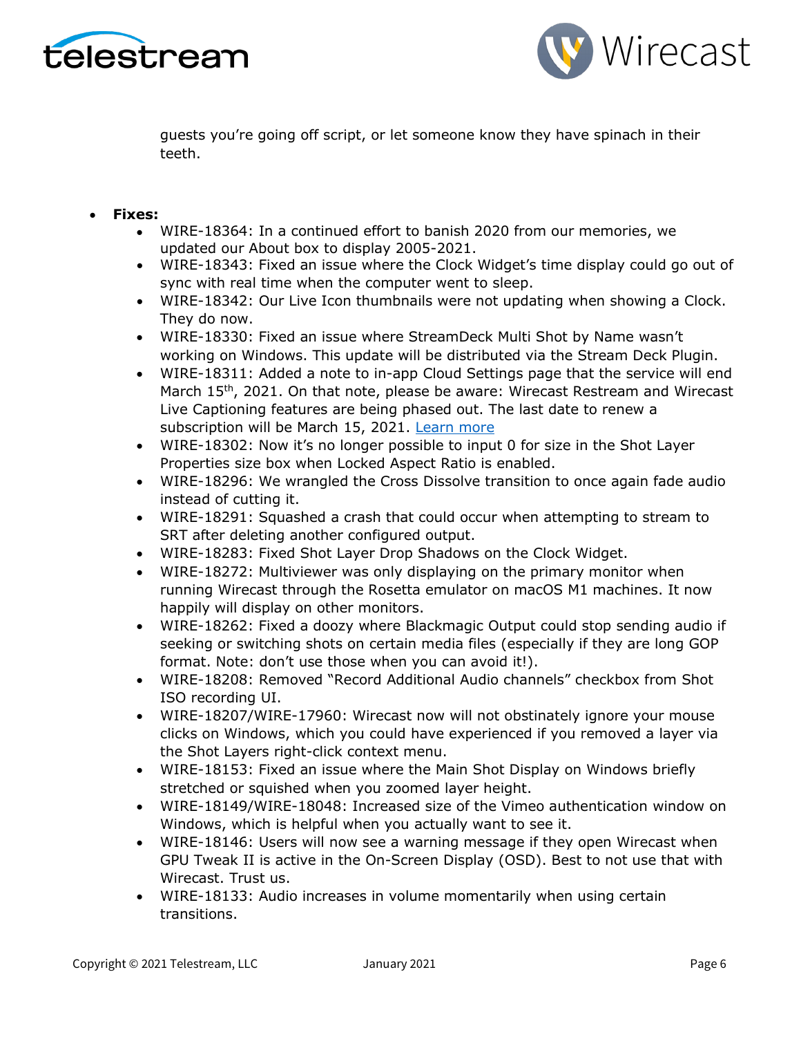guests you're going off script, or let someone know they have spinach in their teeth.

- **Fixes:**
  - WIRE-18364: In a continued effort to banish 2020 from our memories, we updated our About box to display 2005-2021.
  - WIRE-18343: Fixed an issue where the Clock Widget's time display could go out of sync with real time when the computer went to sleep.
  - WIRE-18342: Our Live Icon thumbnails were not updating when showing a Clock. They do now.
  - WIRE-18330: Fixed an issue where StreamDeck Multi Shot by Name wasn't working on Windows. This update will be distributed via the Stream Deck Plugin.
  - WIRE-18311: Added a note to in-app Cloud Settings page that the service will end March 15th, 2021. On that note, please be aware: Wirecast Restream and Wirecast Live Captioning features are being phased out. The last date to renew a subscription will be March 15, 2021. Learn more
  - WIRE-18302: Now it's no longer possible to input 0 for size in the Shot Layer Properties size box when Locked Aspect Ratio is enabled.
  - WIRE-18296: We wrangled the Cross Dissolve transition to once again fade audio instead of cutting it.
  - WIRE-18291: Squashed a crash that could occur when attempting to stream to SRT after deleting another configured output.
  - WIRE-18283: Fixed Shot Layer Drop Shadows on the Clock Widget.
  - WIRE-18272: Multiviewer was only displaying on the primary monitor when running Wirecast through the Rosetta emulator on macOS M1 machines. It now happily will display on other monitors.
  - WIRE-18262: Fixed a doozy where Blackmagic Output could stop sending audio if seeking or switching shots on certain media files (especially if they are long GOP format. Note: don't use those when you can avoid it!).
  - WIRE-18208: Removed "Record Additional Audio channels" checkbox from Shot ISO recording UI.
  - WIRE-18207/WIRE-17960: Wirecast now will not obstinately ignore your mouse clicks on Windows, which you could have experienced if you removed a layer via the Shot Layers right-click context menu.
  - WIRE-18153: Fixed an issue where the Main Shot Display on Windows briefly stretched or squished when you zoomed layer height.
  - WIRE-18149/WIRE-18048: Increased size of the Vimeo authentication window on Windows, which is helpful when you actually want to see it.
  - WIRE-18146: Users will now see a warning message if they open Wirecast when GPU Tweak II is active in the On-Screen Display (OSD). Best to not use that with Wirecast. Trust us.
  - WIRE-18133: Audio increases in volume momentarily when using certain transitions.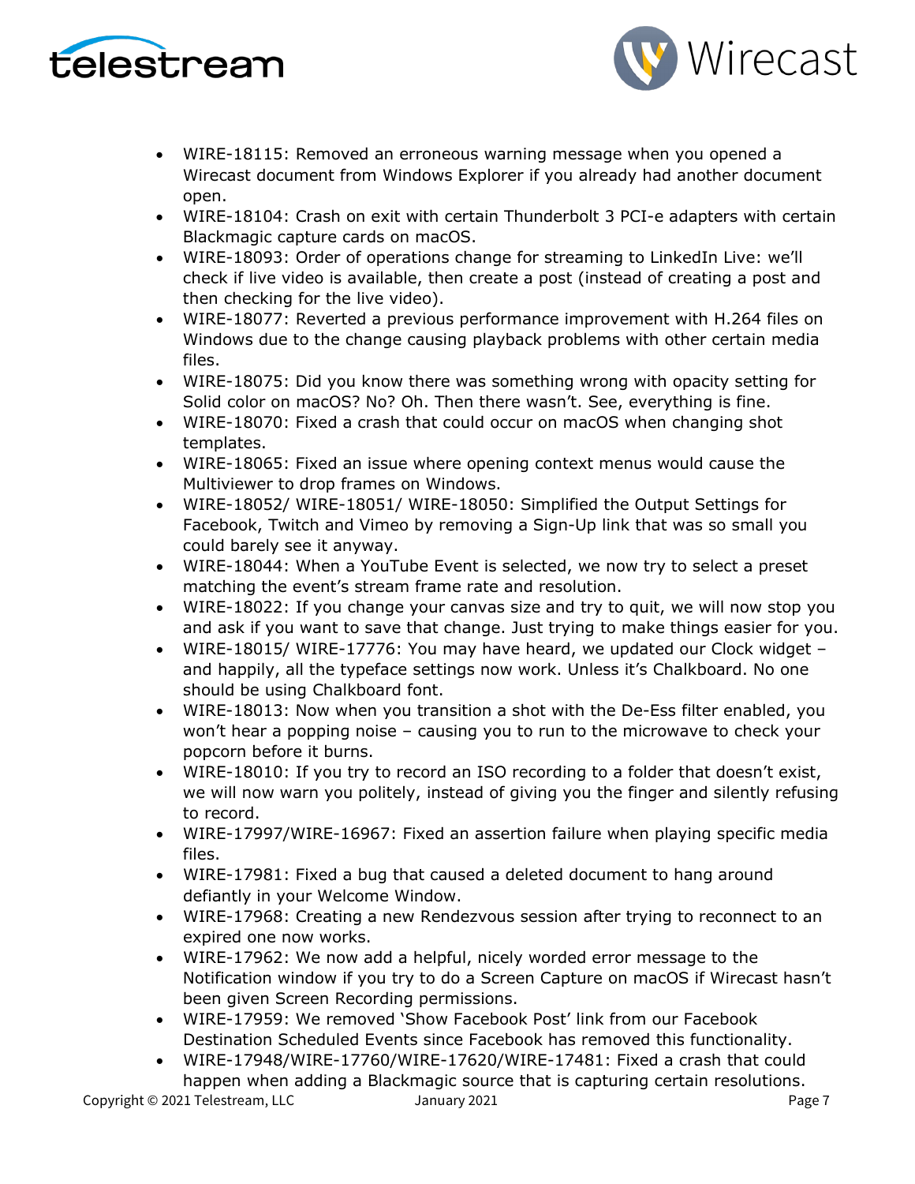- WIRE-18115: Removed an erroneous warning message when you opened a Wirecast document from Windows Explorer if you already had another document open.
- WIRE-18104: Crash on exit with certain Thunderbolt 3 PCI-e adapters with certain Blackmagic capture cards on macOS.
- WIRE-18093: Order of operations change for streaming to LinkedIn Live: we'll check if live video is available, then create a post (instead of creating a post and then checking for the live video).
- WIRE-18077: Reverted a previous performance improvement with H.264 files on Windows due to the change causing playback problems with other certain media files.
- WIRE-18075: Did you know there was something wrong with opacity setting for Solid color on macOS? No? Oh. Then there wasn't. See, everything is fine.
- WIRE-18070: Fixed a crash that could occur on macOS when changing shot templates.
- WIRE-18065: Fixed an issue where opening context menus would cause the Multiviewer to drop frames on Windows.
- WIRE-18052/ WIRE-18051/ WIRE-18050: Simplified the Output Settings for Facebook, Twitch and Vimeo by removing a Sign-Up link that was so small you could barely see it anyway.
- WIRE-18044: When a YouTube Event is selected, we now try to select a preset matching the event's stream frame rate and resolution.
- WIRE-18022: If you change your canvas size and try to quit, we will now stop you and ask if you want to save that change. Just trying to make things easier for you.
- WIRE-18015/ WIRE-17776: You may have heard, we updated our Clock widget – and happily, all the typeface settings now work. Unless it's Chalkboard. No one should be using Chalkboard font.
- WIRE-18013: Now when you transition a shot with the De-Ess filter enabled, you won't hear a popping noise – causing you to run to the microwave to check your popcorn before it burns.
- WIRE-18010: If you try to record an ISO recording to a folder that doesn't exist, we will now warn you politely, instead of giving you the finger and silently refusing to record.
- WIRE-17997/WIRE-16967: Fixed an assertion failure when playing specific media files.
- WIRE-17981: Fixed a bug that caused a deleted document to hang around defiantly in your Welcome Window.
- WIRE-17968: Creating a new Rendezvous session after trying to reconnect to an expired one now works.
- WIRE-17962: We now add a helpful, nicely worded error message to the Notification window if you try to do a Screen Capture on macOS if Wirecast hasn't been given Screen Recording permissions.
- WIRE-17959: We removed 'Show Facebook Post' link from our Facebook Destination Scheduled Events since Facebook has removed this functionality.
- WIRE-17948/WIRE-17760/WIRE-17620/WIRE-17481: Fixed a crash that could happen when adding a Blackmagic source that is capturing certain resolutions.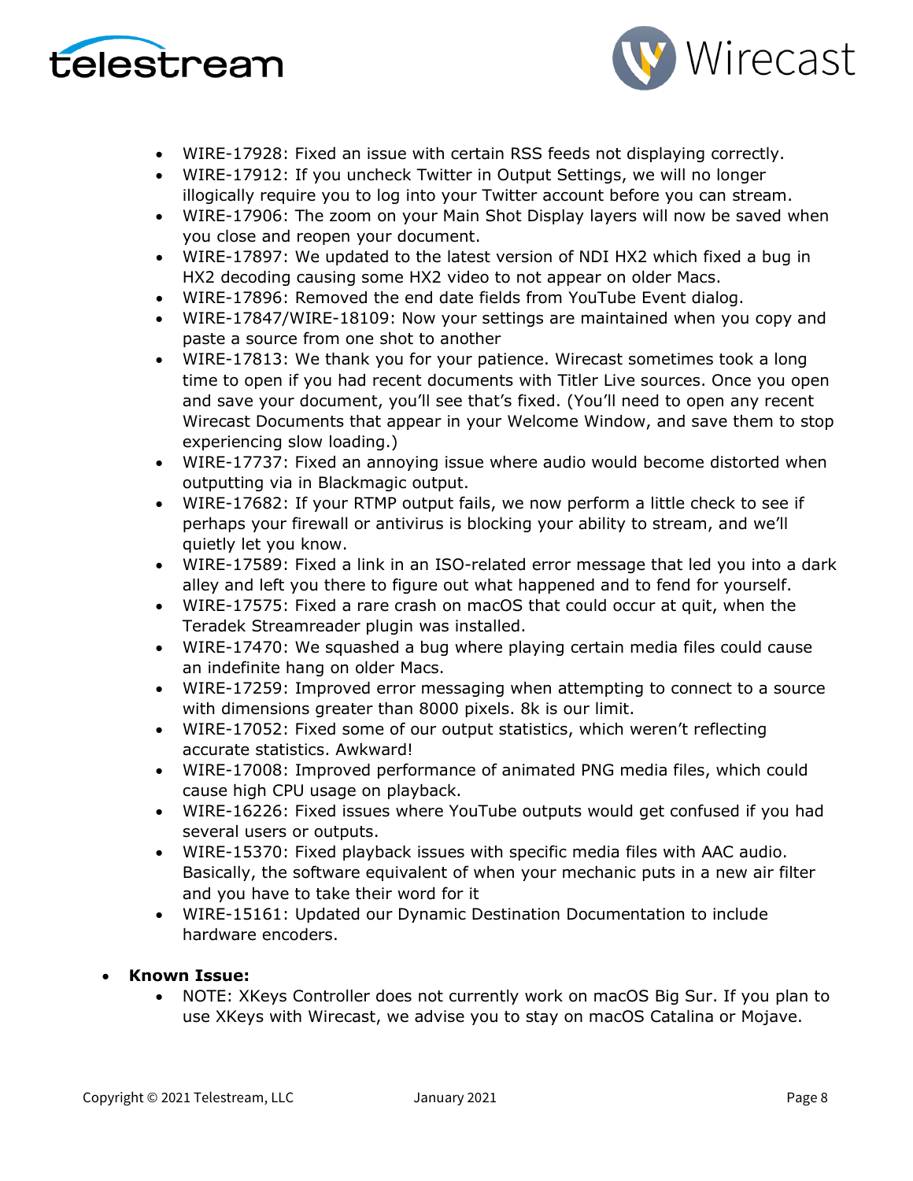- WIRE-17928: Fixed an issue with certain RSS feeds not displaying correctly.
    - WIRE-17912: If you uncheck Twitter in Output Settings, we will no longer illogically require you to log into your Twitter account before you can stream.
    - WIRE-17906: The zoom on your Main Shot Display layers will now be saved when you close and reopen your document.
    - WIRE-17897: We updated to the latest version of NDI HX2 which fixed a bug in HX2 decoding causing some HX2 video to not appear on older Macs.
    - WIRE-17896: Removed the end date fields from YouTube Event dialog.
    - WIRE-17847/WIRE-18109: Now your settings are maintained when you copy and paste a source from one shot to another
    - WIRE-17813: We thank you for your patience. Wirecast sometimes took a long time to open if you had recent documents with Titler Live sources. Once you open and save your document, you'll see that's fixed. (You'll need to open any recent Wirecast Documents that appear in your Welcome Window, and save them to stop experiencing slow loading.)
    - WIRE-17737: Fixed an annoying issue where audio would become distorted when outputting via in Blackmagic output.
    - WIRE-17682: If your RTMP output fails, we now perform a little check to see if perhaps your firewall or antivirus is blocking your ability to stream, and we'll quietly let you know.
    - WIRE-17589: Fixed a link in an ISO-related error message that led you into a dark alley and left you there to figure out what happened and to fend for yourself.
    - WIRE-17575: Fixed a rare crash on macOS that could occur at quit, when the Teradek Streamreader plugin was installed.
    - WIRE-17470: We squashed a bug where playing certain media files could cause an indefinite hang on older Macs.
    - WIRE-17259: Improved error messaging when attempting to connect to a source with dimensions greater than 8000 pixels. 8k is our limit.
    - WIRE-17052: Fixed some of our output statistics, which weren't reflecting accurate statistics. Awkward!
    - WIRE-17008: Improved performance of animated PNG media files, which could cause high CPU usage on playback.
    - WIRE-16226: Fixed issues where YouTube outputs would get confused if you had several users or outputs.
    - WIRE-15370: Fixed playback issues with specific media files with AAC audio. Basically, the software equivalent of when your mechanic puts in a new air filter and you have to take their word for it
    - WIRE-15161: Updated our Dynamic Destination Documentation to include hardware encoders.

- **Known Issue:**
    - NOTE: XKeys Controller does not currently work on macOS Big Sur. If you plan to use XKeys with Wirecast, we advise you to stay on macOS Catalina or Mojave.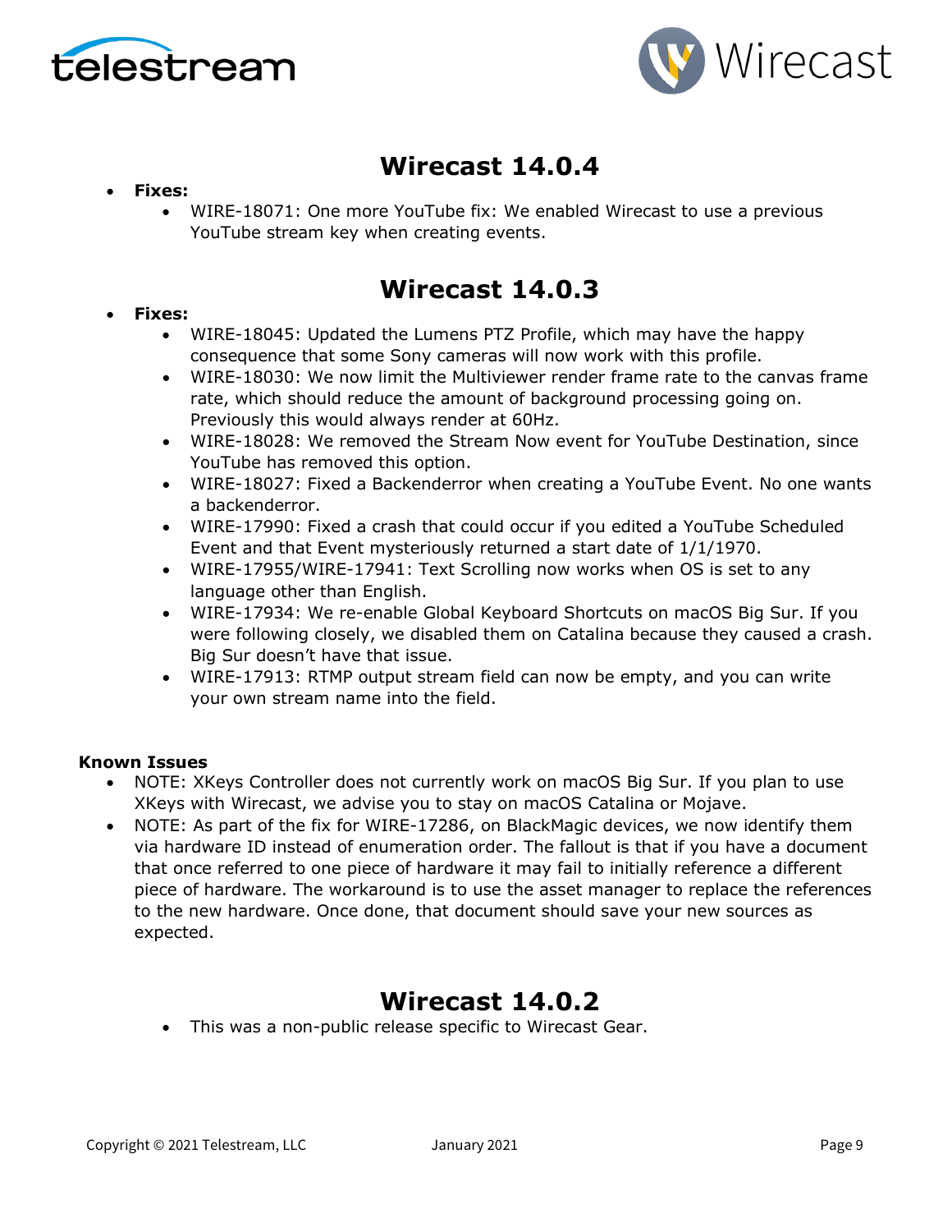# Wirecast 14.0.4

- **Fixes:**
  - WIRE-18071: One more YouTube fix: We enabled Wirecast to use a previous YouTube stream key when creating events.

# Wirecast 14.0.3

- **Fixes:**
  - WIRE-18045: Updated the Lumens PTZ Profile, which may have the happy consequence that some Sony cameras will now work with this profile.
  - WIRE-18030: We now limit the Multiviewer render frame rate to the canvas frame rate, which should reduce the amount of background processing going on. Previously this would always render at 60Hz.
  - WIRE-18028: We removed the Stream Now event for YouTube Destination, since YouTube has removed this option.
  - WIRE-18027: Fixed a Backenderror when creating a YouTube Event. No one wants a backenderror.
  - WIRE-17990: Fixed a crash that could occur if you edited a YouTube Scheduled Event and that Event mysteriously returned a start date of 1/1/1970.
  - WIRE-17955/WIRE-17941: Text Scrolling now works when OS is set to any language other than English.
  - WIRE-17934: We re-enable Global Keyboard Shortcuts on macOS Big Sur. If you were following closely, we disabled them on Catalina because they caused a crash. Big Sur doesn't have that issue.
  - WIRE-17913: RTMP output stream field can now be empty, and you can write your own stream name into the field.

**Known Issues**

- NOTE: XKeys Controller does not currently work on macOS Big Sur. If you plan to use XKeys with Wirecast, we advise you to stay on macOS Catalina or Mojave.
- NOTE: As part of the fix for WIRE-17286, on BlackMagic devices, we now identify them via hardware ID instead of enumeration order. The fallout is that if you have a document that once referred to one piece of hardware it may fail to initially reference a different piece of hardware. The workaround is to use the asset manager to replace the references to the new hardware. Once done, that document should save your new sources as expected.

# Wirecast 14.0.2

- This was a non-public release specific to Wirecast Gear.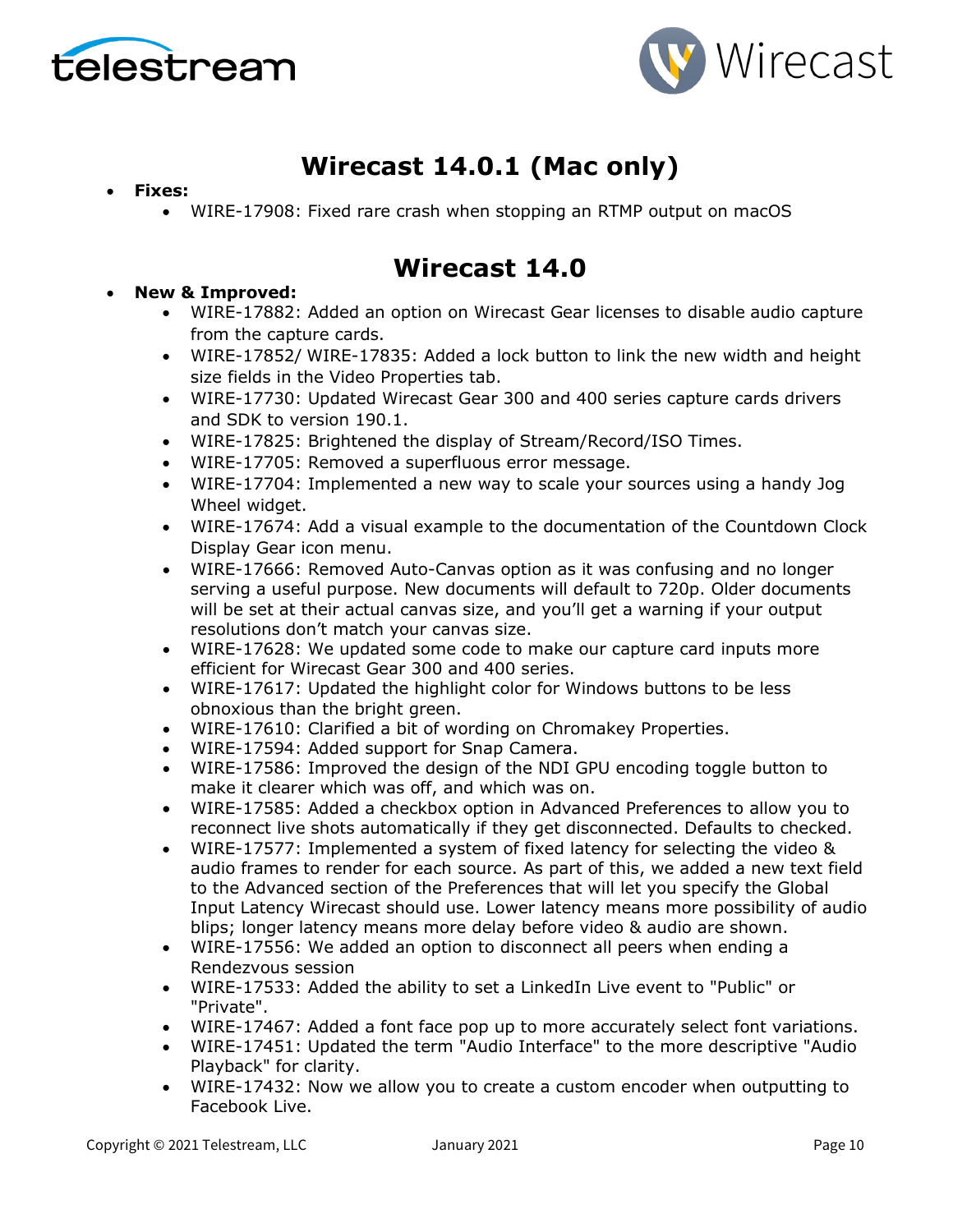## Wirecast 14.0.1 (Mac only)

- **Fixes:**
  - WIRE-17908: Fixed rare crash when stopping an RTMP output on macOS

## Wirecast 14.0

- **New & Improved:**
  - WIRE-17882: Added an option on Wirecast Gear licenses to disable audio capture from the capture cards.
  - WIRE-17852/ WIRE-17835: Added a lock button to link the new width and height size fields in the Video Properties tab.
  - WIRE-17730: Updated Wirecast Gear 300 and 400 series capture cards drivers and SDK to version 190.1.
  - WIRE-17825: Brightened the display of Stream/Record/ISO Times.
  - WIRE-17705: Removed a superfluous error message.
  - WIRE-17704: Implemented a new way to scale your sources using a handy Jog Wheel widget.
  - WIRE-17674: Add a visual example to the documentation of the Countdown Clock Display Gear icon menu.
  - WIRE-17666: Removed Auto-Canvas option as it was confusing and no longer serving a useful purpose. New documents will default to 720p. Older documents will be set at their actual canvas size, and you'll get a warning if your output resolutions don't match your canvas size.
  - WIRE-17628: We updated some code to make our capture card inputs more efficient for Wirecast Gear 300 and 400 series.
  - WIRE-17617: Updated the highlight color for Windows buttons to be less obnoxious than the bright green.
  - WIRE-17610: Clarified a bit of wording on Chromakey Properties.
  - WIRE-17594: Added support for Snap Camera.
  - WIRE-17586: Improved the design of the NDI GPU encoding toggle button to make it clearer which was off, and which was on.
  - WIRE-17585: Added a checkbox option in Advanced Preferences to allow you to reconnect live shots automatically if they get disconnected. Defaults to checked.
  - WIRE-17577: Implemented a system of fixed latency for selecting the video & audio frames to render for each source. As part of this, we added a new text field to the Advanced section of the Preferences that will let you specify the Global Input Latency Wirecast should use. Lower latency means more possibility of audio blips; longer latency means more delay before video & audio are shown.
  - WIRE-17556: We added an option to disconnect all peers when ending a Rendezvous session
  - WIRE-17533: Added the ability to set a LinkedIn Live event to "Public" or "Private".
  - WIRE-17467: Added a font face pop up to more accurately select font variations.
  - WIRE-17451: Updated the term "Audio Interface" to the more descriptive "Audio Playback" for clarity.
  - WIRE-17432: Now we allow you to create a custom encoder when outputting to Facebook Live.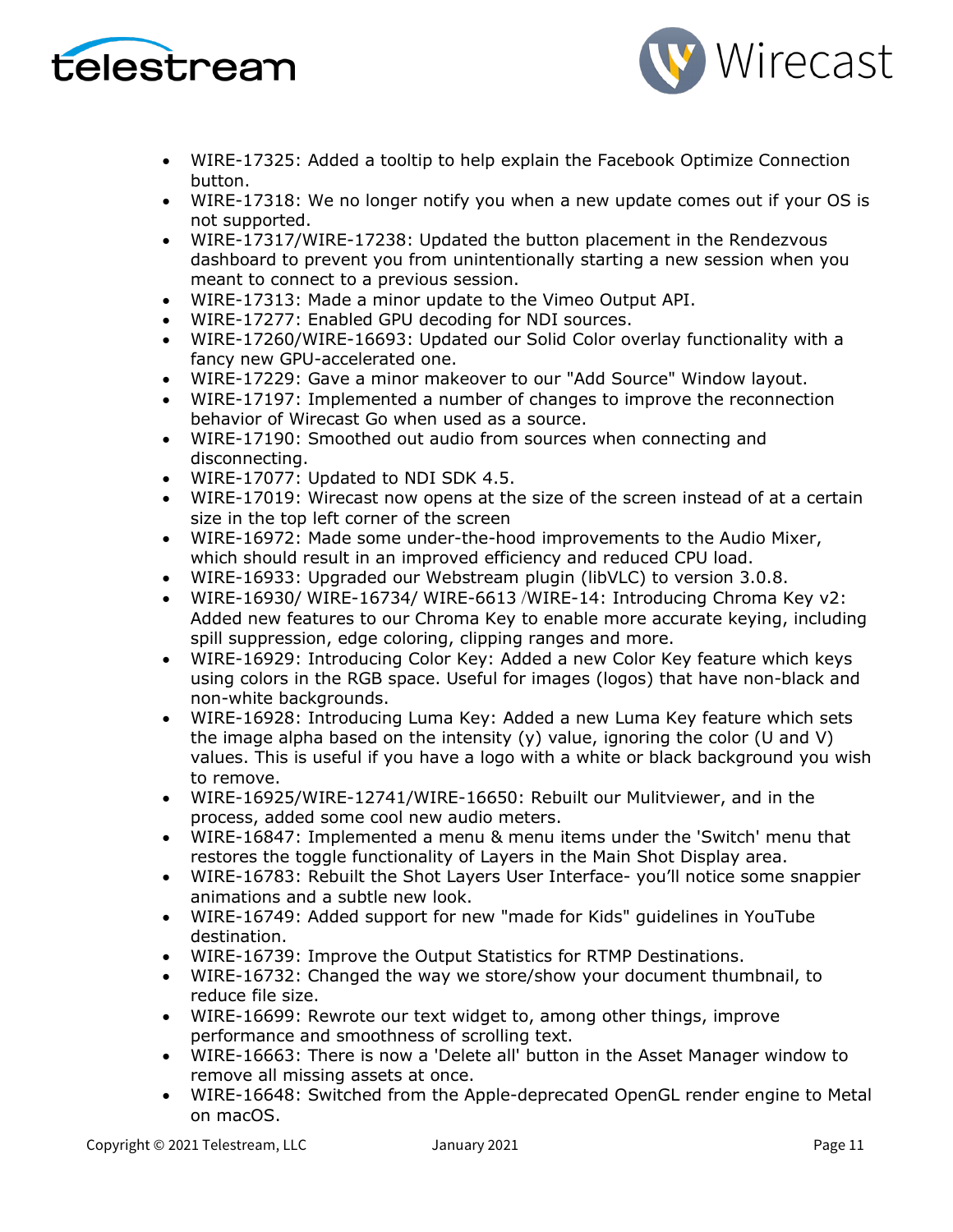- WIRE-17325: Added a tooltip to help explain the Facebook Optimize Connection button.
- WIRE-17318: We no longer notify you when a new update comes out if your OS is not supported.
- WIRE-17317/WIRE-17238: Updated the button placement in the Rendezvous dashboard to prevent you from unintentionally starting a new session when you meant to connect to a previous session.
- WIRE-17313: Made a minor update to the Vimeo Output API.
- WIRE-17277: Enabled GPU decoding for NDI sources.
- WIRE-17260/WIRE-16693: Updated our Solid Color overlay functionality with a fancy new GPU-accelerated one.
- WIRE-17229: Gave a minor makeover to our "Add Source" Window layout.
- WIRE-17197: Implemented a number of changes to improve the reconnection behavior of Wirecast Go when used as a source.
- WIRE-17190: Smoothed out audio from sources when connecting and disconnecting.
- WIRE-17077: Updated to NDI SDK 4.5.
- WIRE-17019: Wirecast now opens at the size of the screen instead of at a certain size in the top left corner of the screen
- WIRE-16972: Made some under-the-hood improvements to the Audio Mixer, which should result in an improved efficiency and reduced CPU load.
- WIRE-16933: Upgraded our Webstream plugin (libVLC) to version 3.0.8.
- WIRE-16930/ WIRE-16734/ WIRE-6613 /WIRE-14: Introducing Chroma Key v2: Added new features to our Chroma Key to enable more accurate keying, including spill suppression, edge coloring, clipping ranges and more.
- WIRE-16929: Introducing Color Key: Added a new Color Key feature which keys using colors in the RGB space. Useful for images (logos) that have non-black and non-white backgrounds.
- WIRE-16928: Introducing Luma Key: Added a new Luma Key feature which sets the image alpha based on the intensity (y) value, ignoring the color (U and V) values. This is useful if you have a logo with a white or black background you wish to remove.
- WIRE-16925/WIRE-12741/WIRE-16650: Rebuilt our Mulitviewer, and in the process, added some cool new audio meters.
- WIRE-16847: Implemented a menu & menu items under the 'Switch' menu that restores the toggle functionality of Layers in the Main Shot Display area.
- WIRE-16783: Rebuilt the Shot Layers User Interface- you'll notice some snappier animations and a subtle new look.
- WIRE-16749: Added support for new "made for Kids" guidelines in YouTube destination.
- WIRE-16739: Improve the Output Statistics for RTMP Destinations.
- WIRE-16732: Changed the way we store/show your document thumbnail, to reduce file size.
- WIRE-16699: Rewrote our text widget to, among other things, improve performance and smoothness of scrolling text.
- WIRE-16663: There is now a 'Delete all' button in the Asset Manager window to remove all missing assets at once.
- WIRE-16648: Switched from the Apple-deprecated OpenGL render engine to Metal on macOS.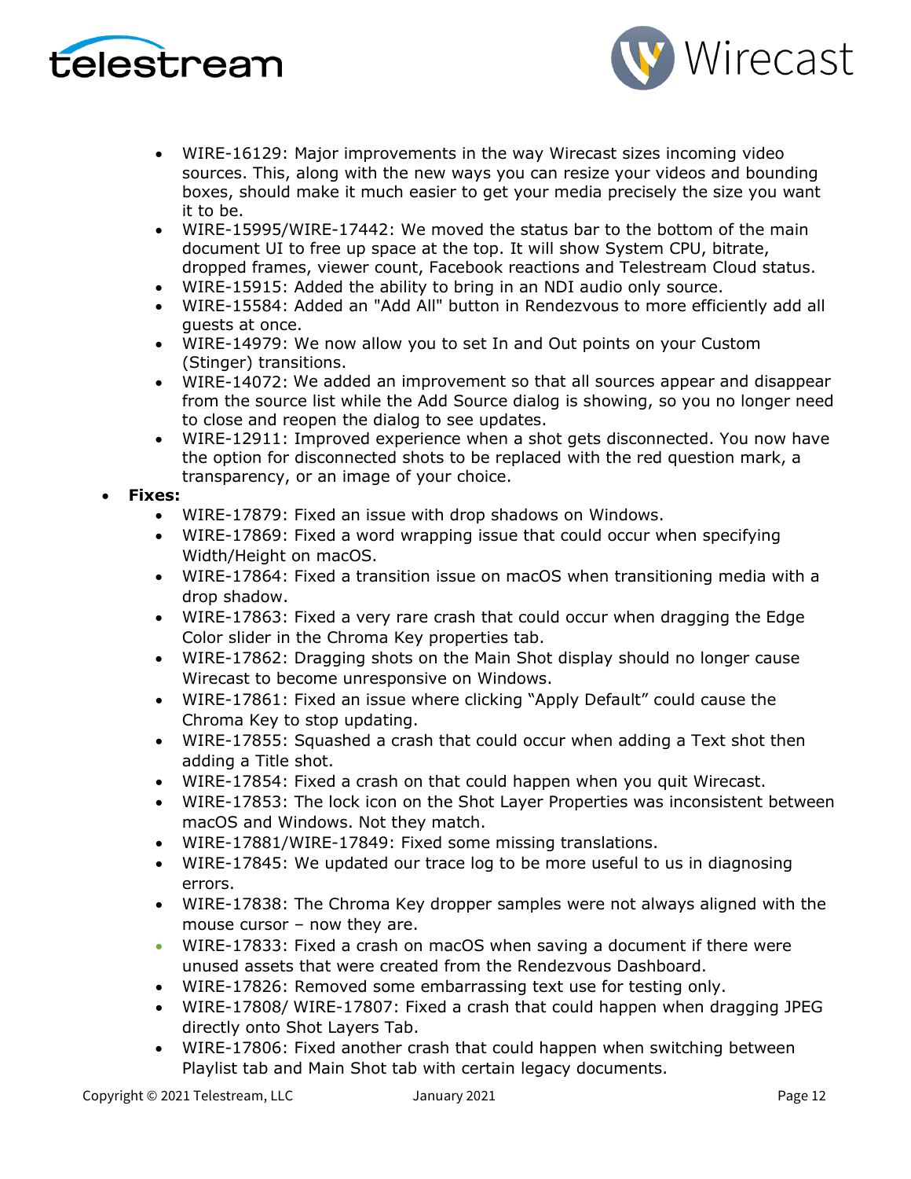- WIRE-16129: Major improvements in the way Wirecast sizes incoming video sources. This, along with the new ways you can resize your videos and bounding boxes, should make it much easier to get your media precisely the size you want it to be.
- WIRE-15995/WIRE-17442: We moved the status bar to the bottom of the main document UI to free up space at the top. It will show System CPU, bitrate, dropped frames, viewer count, Facebook reactions and Telestream Cloud status.
- WIRE-15915: Added the ability to bring in an NDI audio only source.
- WIRE-15584: Added an "Add All" button in Rendezvous to more efficiently add all guests at once.
- WIRE-14979: We now allow you to set In and Out points on your Custom (Stinger) transitions.
- WIRE-14072: We added an improvement so that all sources appear and disappear from the source list while the Add Source dialog is showing, so you no longer need to close and reopen the dialog to see updates.
- WIRE-12911: Improved experience when a shot gets disconnected. You now have the option for disconnected shots to be replaced with the red question mark, a transparency, or an image of your choice.

- **Fixes:**
    - WIRE-17879: Fixed an issue with drop shadows on Windows.
    - WIRE-17869: Fixed a word wrapping issue that could occur when specifying Width/Height on macOS.
    - WIRE-17864: Fixed a transition issue on macOS when transitioning media with a drop shadow.
    - WIRE-17863: Fixed a very rare crash that could occur when dragging the Edge Color slider in the Chroma Key properties tab.
    - WIRE-17862: Dragging shots on the Main Shot display should no longer cause Wirecast to become unresponsive on Windows.
    - WIRE-17861: Fixed an issue where clicking "Apply Default" could cause the Chroma Key to stop updating.
    - WIRE-17855: Squashed a crash that could occur when adding a Text shot then adding a Title shot.
    - WIRE-17854: Fixed a crash on that could happen when you quit Wirecast.
    - WIRE-17853: The lock icon on the Shot Layer Properties was inconsistent between macOS and Windows. Not they match.
    - WIRE-17881/WIRE-17849: Fixed some missing translations.
    - WIRE-17845: We updated our trace log to be more useful to us in diagnosing errors.
    - WIRE-17838: The Chroma Key dropper samples were not always aligned with the mouse cursor – now they are.
    - WIRE-17833: Fixed a crash on macOS when saving a document if there were unused assets that were created from the Rendezvous Dashboard.
    - WIRE-17826: Removed some embarrassing text use for testing only.
    - WIRE-17808/ WIRE-17807: Fixed a crash that could happen when dragging JPEG directly onto Shot Layers Tab.
    - WIRE-17806: Fixed another crash that could happen when switching between Playlist tab and Main Shot tab with certain legacy documents.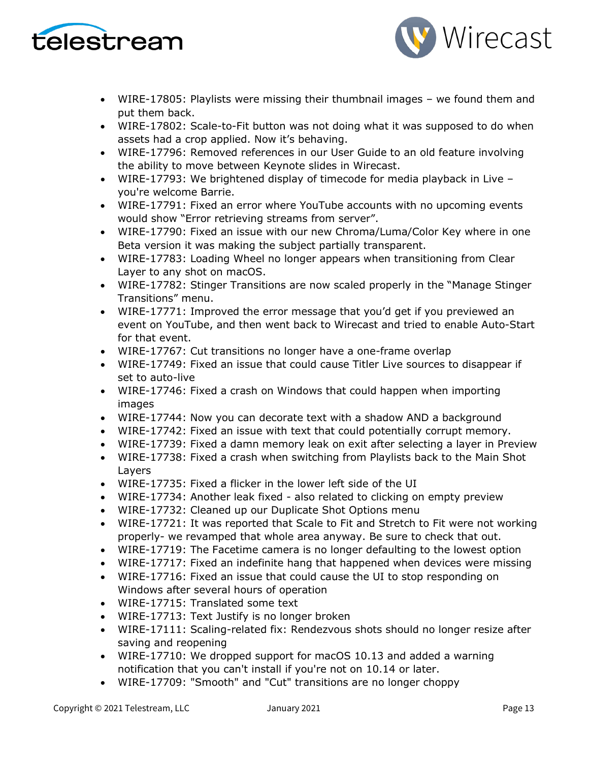- WIRE-17805: Playlists were missing their thumbnail images – we found them and put them back.
- WIRE-17802: Scale-to-Fit button was not doing what it was supposed to do when assets had a crop applied. Now it's behaving.
- WIRE-17796: Removed references in our User Guide to an old feature involving the ability to move between Keynote slides in Wirecast.
- WIRE-17793: We brightened display of timecode for media playback in Live – you're welcome Barrie.
- WIRE-17791: Fixed an error where YouTube accounts with no upcoming events would show "Error retrieving streams from server".
- WIRE-17790: Fixed an issue with our new Chroma/Luma/Color Key where in one Beta version it was making the subject partially transparent.
- WIRE-17783: Loading Wheel no longer appears when transitioning from Clear Layer to any shot on macOS.
- WIRE-17782: Stinger Transitions are now scaled properly in the "Manage Stinger Transitions" menu.
- WIRE-17771: Improved the error message that you'd get if you previewed an event on YouTube, and then went back to Wirecast and tried to enable Auto-Start for that event.
- WIRE-17767: Cut transitions no longer have a one-frame overlap
- WIRE-17749: Fixed an issue that could cause Titler Live sources to disappear if set to auto-live
- WIRE-17746: Fixed a crash on Windows that could happen when importing images
- WIRE-17744: Now you can decorate text with a shadow AND a background
- WIRE-17742: Fixed an issue with text that could potentially corrupt memory.
- WIRE-17739: Fixed a damn memory leak on exit after selecting a layer in Preview
- WIRE-17738: Fixed a crash when switching from Playlists back to the Main Shot Layers
- WIRE-17735: Fixed a flicker in the lower left side of the UI
- WIRE-17734: Another leak fixed - also related to clicking on empty preview
- WIRE-17732: Cleaned up our Duplicate Shot Options menu
- WIRE-17721: It was reported that Scale to Fit and Stretch to Fit were not working properly- we revamped that whole area anyway. Be sure to check that out.
- WIRE-17719: The Facetime camera is no longer defaulting to the lowest option
- WIRE-17717: Fixed an indefinite hang that happened when devices were missing
- WIRE-17716: Fixed an issue that could cause the UI to stop responding on Windows after several hours of operation
- WIRE-17715: Translated some text
- WIRE-17713: Text Justify is no longer broken
- WIRE-17111: Scaling-related fix: Rendezvous shots should no longer resize after saving and reopening
- WIRE-17710: We dropped support for macOS 10.13 and added a warning notification that you can't install if you're not on 10.14 or later.
- WIRE-17709: "Smooth" and "Cut" transitions are no longer choppy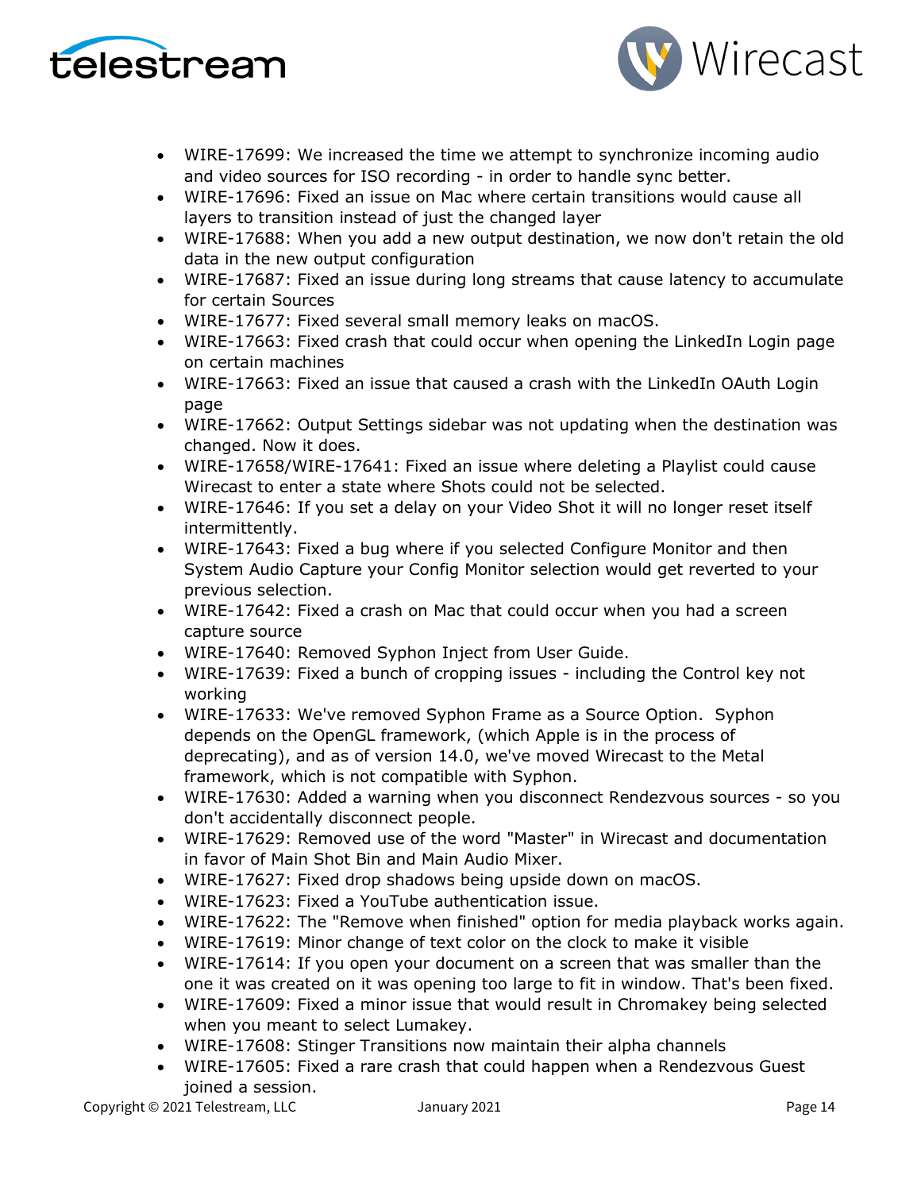- WIRE-17699: We increased the time we attempt to synchronize incoming audio and video sources for ISO recording - in order to handle sync better.
- WIRE-17696: Fixed an issue on Mac where certain transitions would cause all layers to transition instead of just the changed layer
- WIRE-17688: When you add a new output destination, we now don't retain the old data in the new output configuration
- WIRE-17687: Fixed an issue during long streams that cause latency to accumulate for certain Sources
- WIRE-17677: Fixed several small memory leaks on macOS.
- WIRE-17663: Fixed crash that could occur when opening the LinkedIn Login page on certain machines
- WIRE-17663: Fixed an issue that caused a crash with the LinkedIn OAuth Login page
- WIRE-17662: Output Settings sidebar was not updating when the destination was changed. Now it does.
- WIRE-17658/WIRE-17641: Fixed an issue where deleting a Playlist could cause Wirecast to enter a state where Shots could not be selected.
- WIRE-17646: If you set a delay on your Video Shot it will no longer reset itself intermittently.
- WIRE-17643: Fixed a bug where if you selected Configure Monitor and then System Audio Capture your Config Monitor selection would get reverted to your previous selection.
- WIRE-17642: Fixed a crash on Mac that could occur when you had a screen capture source
- WIRE-17640: Removed Syphon Inject from User Guide.
- WIRE-17639: Fixed a bunch of cropping issues - including the Control key not working
- WIRE-17633: We've removed Syphon Frame as a Source Option. Syphon depends on the OpenGL framework, (which Apple is in the process of deprecating), and as of version 14.0, we've moved Wirecast to the Metal framework, which is not compatible with Syphon.
- WIRE-17630: Added a warning when you disconnect Rendezvous sources - so you don't accidentally disconnect people.
- WIRE-17629: Removed use of the word "Master" in Wirecast and documentation in favor of Main Shot Bin and Main Audio Mixer.
- WIRE-17627: Fixed drop shadows being upside down on macOS.
- WIRE-17623: Fixed a YouTube authentication issue.
- WIRE-17622: The "Remove when finished" option for media playback works again.
- WIRE-17619: Minor change of text color on the clock to make it visible
- WIRE-17614: If you open your document on a screen that was smaller than the one it was created on it was opening too large to fit in window. That's been fixed.
- WIRE-17609: Fixed a minor issue that would result in Chromakey being selected when you meant to select Lumakey.
- WIRE-17608: Stinger Transitions now maintain their alpha channels
- WIRE-17605: Fixed a rare crash that could happen when a Rendezvous Guest joined a session.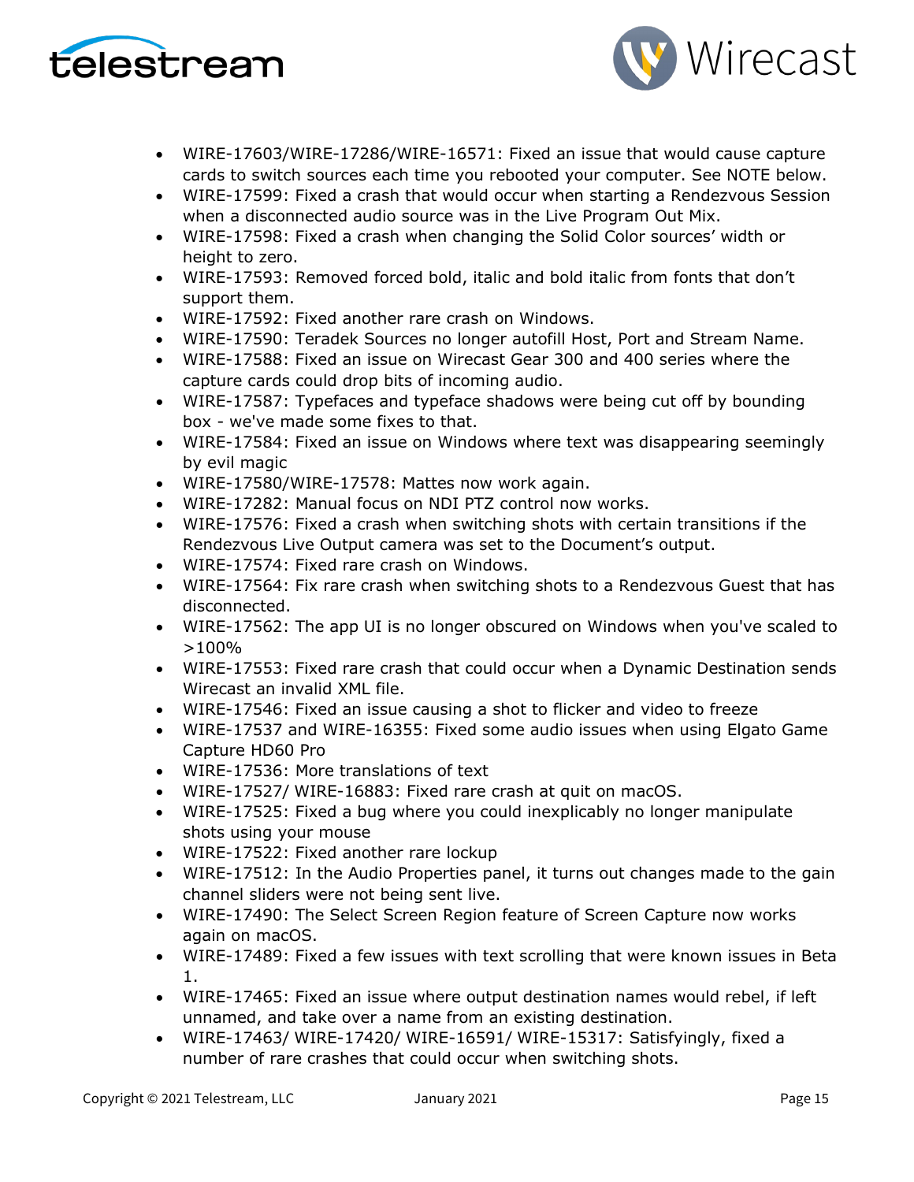- WIRE-17603/WIRE-17286/WIRE-16571: Fixed an issue that would cause capture cards to switch sources each time you rebooted your computer. See NOTE below.
- WIRE-17599: Fixed a crash that would occur when starting a Rendezvous Session when a disconnected audio source was in the Live Program Out Mix.
- WIRE-17598: Fixed a crash when changing the Solid Color sources' width or height to zero.
- WIRE-17593: Removed forced bold, italic and bold italic from fonts that don't support them.
- WIRE-17592: Fixed another rare crash on Windows.
- WIRE-17590: Teradek Sources no longer autofill Host, Port and Stream Name.
- WIRE-17588: Fixed an issue on Wirecast Gear 300 and 400 series where the capture cards could drop bits of incoming audio.
- WIRE-17587: Typefaces and typeface shadows were being cut off by bounding box - we've made some fixes to that.
- WIRE-17584: Fixed an issue on Windows where text was disappearing seemingly by evil magic
- WIRE-17580/WIRE-17578: Mattes now work again.
- WIRE-17282: Manual focus on NDI PTZ control now works.
- WIRE-17576: Fixed a crash when switching shots with certain transitions if the Rendezvous Live Output camera was set to the Document's output.
- WIRE-17574: Fixed rare crash on Windows.
- WIRE-17564: Fix rare crash when switching shots to a Rendezvous Guest that has disconnected.
- WIRE-17562: The app UI is no longer obscured on Windows when you've scaled to >100%
- WIRE-17553: Fixed rare crash that could occur when a Dynamic Destination sends Wirecast an invalid XML file.
- WIRE-17546: Fixed an issue causing a shot to flicker and video to freeze
- WIRE-17537 and WIRE-16355: Fixed some audio issues when using Elgato Game Capture HD60 Pro
- WIRE-17536: More translations of text
- WIRE-17527/ WIRE-16883: Fixed rare crash at quit on macOS.
- WIRE-17525: Fixed a bug where you could inexplicably no longer manipulate shots using your mouse
- WIRE-17522: Fixed another rare lockup
- WIRE-17512: In the Audio Properties panel, it turns out changes made to the gain channel sliders were not being sent live.
- WIRE-17490: The Select Screen Region feature of Screen Capture now works again on macOS.
- WIRE-17489: Fixed a few issues with text scrolling that were known issues in Beta 1.
- WIRE-17465: Fixed an issue where output destination names would rebel, if left unnamed, and take over a name from an existing destination.
- WIRE-17463/ WIRE-17420/ WIRE-16591/ WIRE-15317: Satisfyingly, fixed a number of rare crashes that could occur when switching shots.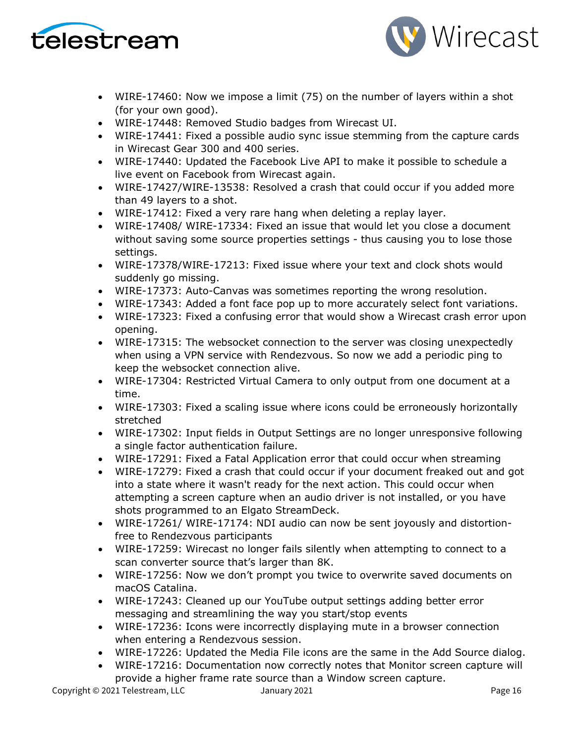- WIRE-17460: Now we impose a limit (75) on the number of layers within a shot (for your own good).
- WIRE-17448: Removed Studio badges from Wirecast UI.
- WIRE-17441: Fixed a possible audio sync issue stemming from the capture cards in Wirecast Gear 300 and 400 series.
- WIRE-17440: Updated the Facebook Live API to make it possible to schedule a live event on Facebook from Wirecast again.
- WIRE-17427/WIRE-13538: Resolved a crash that could occur if you added more than 49 layers to a shot.
- WIRE-17412: Fixed a very rare hang when deleting a replay layer.
- WIRE-17408/ WIRE-17334: Fixed an issue that would let you close a document without saving some source properties settings - thus causing you to lose those settings.
- WIRE-17378/WIRE-17213: Fixed issue where your text and clock shots would suddenly go missing.
- WIRE-17373: Auto-Canvas was sometimes reporting the wrong resolution.
- WIRE-17343: Added a font face pop up to more accurately select font variations.
- WIRE-17323: Fixed a confusing error that would show a Wirecast crash error upon opening.
- WIRE-17315: The websocket connection to the server was closing unexpectedly when using a VPN service with Rendezvous. So now we add a periodic ping to keep the websocket connection alive.
- WIRE-17304: Restricted Virtual Camera to only output from one document at a time.
- WIRE-17303: Fixed a scaling issue where icons could be erroneously horizontally stretched
- WIRE-17302: Input fields in Output Settings are no longer unresponsive following a single factor authentication failure.
- WIRE-17291: Fixed a Fatal Application error that could occur when streaming
- WIRE-17279: Fixed a crash that could occur if your document freaked out and got into a state where it wasn't ready for the next action. This could occur when attempting a screen capture when an audio driver is not installed, or you have shots programmed to an Elgato StreamDeck.
- WIRE-17261/ WIRE-17174: NDI audio can now be sent joyously and distortion-free to Rendezvous participants
- WIRE-17259: Wirecast no longer fails silently when attempting to connect to a scan converter source that's larger than 8K.
- WIRE-17256: Now we don't prompt you twice to overwrite saved documents on macOS Catalina.
- WIRE-17243: Cleaned up our YouTube output settings adding better error messaging and streamlining the way you start/stop events
- WIRE-17236: Icons were incorrectly displaying mute in a browser connection when entering a Rendezvous session.
- WIRE-17226: Updated the Media File icons are the same in the Add Source dialog.
- WIRE-17216: Documentation now correctly notes that Monitor screen capture will provide a higher frame rate source than a Window screen capture.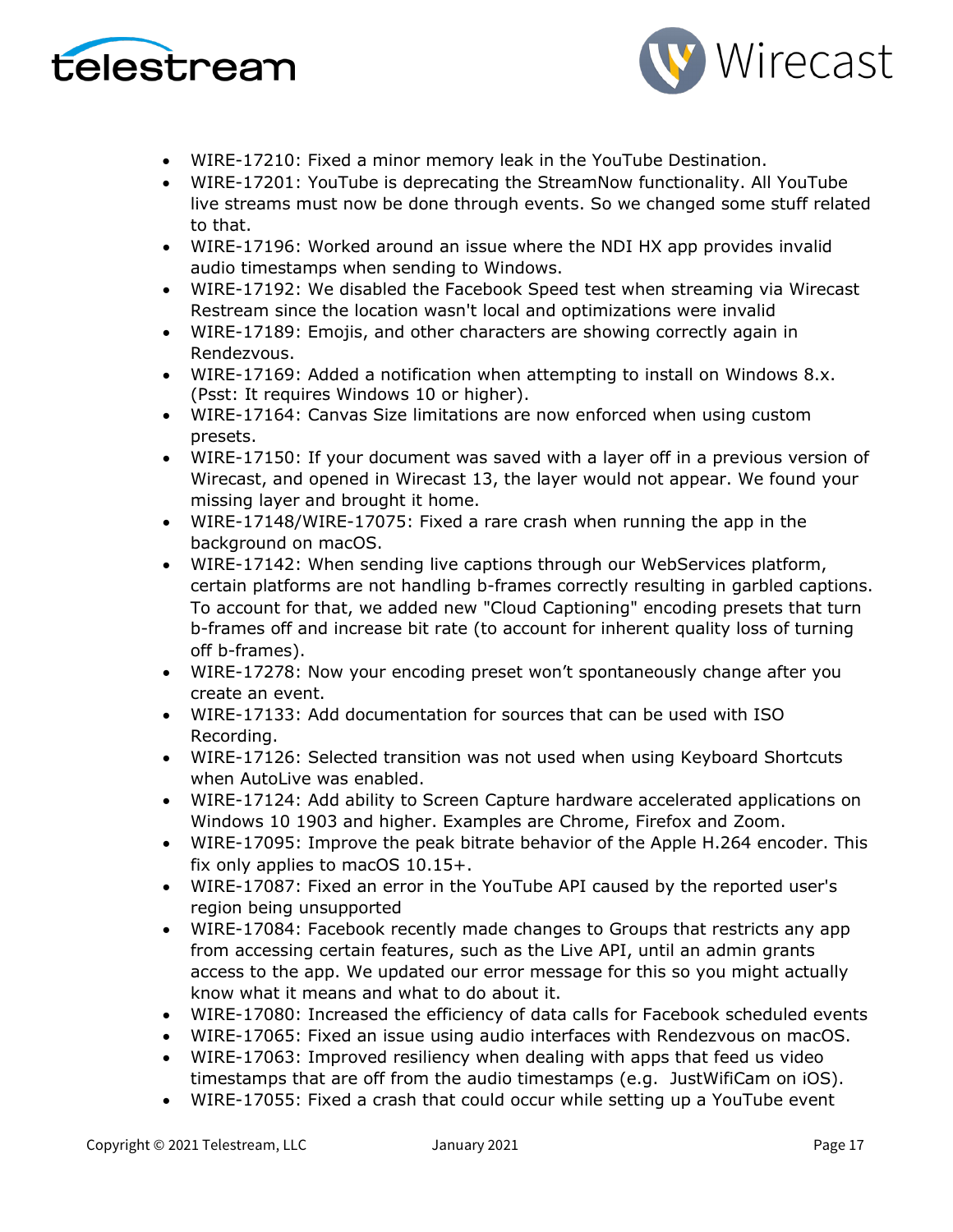- WIRE-17210: Fixed a minor memory leak in the YouTube Destination.
- WIRE-17201: YouTube is deprecating the StreamNow functionality. All YouTube live streams must now be done through events. So we changed some stuff related to that.
- WIRE-17196: Worked around an issue where the NDI HX app provides invalid audio timestamps when sending to Windows.
- WIRE-17192: We disabled the Facebook Speed test when streaming via Wirecast Restream since the location wasn't local and optimizations were invalid
- WIRE-17189: Emojis, and other characters are showing correctly again in Rendezvous.
- WIRE-17169: Added a notification when attempting to install on Windows 8.x. (Psst: It requires Windows 10 or higher).
- WIRE-17164: Canvas Size limitations are now enforced when using custom presets.
- WIRE-17150: If your document was saved with a layer off in a previous version of Wirecast, and opened in Wirecast 13, the layer would not appear. We found your missing layer and brought it home.
- WIRE-17148/WIRE-17075: Fixed a rare crash when running the app in the background on macOS.
- WIRE-17142: When sending live captions through our WebServices platform, certain platforms are not handling b-frames correctly resulting in garbled captions. To account for that, we added new "Cloud Captioning" encoding presets that turn b-frames off and increase bit rate (to account for inherent quality loss of turning off b-frames).
- WIRE-17278: Now your encoding preset won't spontaneously change after you create an event.
- WIRE-17133: Add documentation for sources that can be used with ISO Recording.
- WIRE-17126: Selected transition was not used when using Keyboard Shortcuts when AutoLive was enabled.
- WIRE-17124: Add ability to Screen Capture hardware accelerated applications on Windows 10 1903 and higher. Examples are Chrome, Firefox and Zoom.
- WIRE-17095: Improve the peak bitrate behavior of the Apple H.264 encoder. This fix only applies to macOS 10.15+.
- WIRE-17087: Fixed an error in the YouTube API caused by the reported user's region being unsupported
- WIRE-17084: Facebook recently made changes to Groups that restricts any app from accessing certain features, such as the Live API, until an admin grants access to the app. We updated our error message for this so you might actually know what it means and what to do about it.
- WIRE-17080: Increased the efficiency of data calls for Facebook scheduled events
- WIRE-17065: Fixed an issue using audio interfaces with Rendezvous on macOS.
- WIRE-17063: Improved resiliency when dealing with apps that feed us video timestamps that are off from the audio timestamps (e.g. JustWifiCam on iOS).
- WIRE-17055: Fixed a crash that could occur while setting up a YouTube event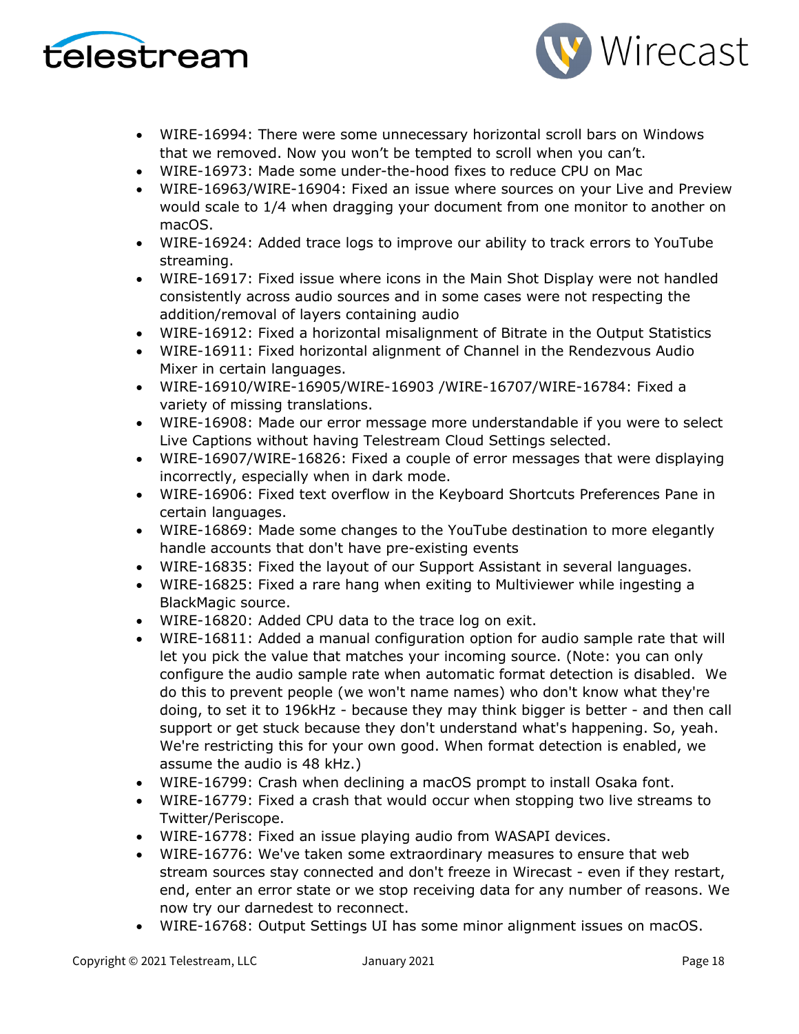- WIRE-16994: There were some unnecessary horizontal scroll bars on Windows that we removed. Now you won't be tempted to scroll when you can't.
- WIRE-16973: Made some under-the-hood fixes to reduce CPU on Mac
- WIRE-16963/WIRE-16904: Fixed an issue where sources on your Live and Preview would scale to 1/4 when dragging your document from one monitor to another on macOS.
- WIRE-16924: Added trace logs to improve our ability to track errors to YouTube streaming.
- WIRE-16917: Fixed issue where icons in the Main Shot Display were not handled consistently across audio sources and in some cases were not respecting the addition/removal of layers containing audio
- WIRE-16912: Fixed a horizontal misalignment of Bitrate in the Output Statistics
- WIRE-16911: Fixed horizontal alignment of Channel in the Rendezvous Audio Mixer in certain languages.
- WIRE-16910/WIRE-16905/WIRE-16903 /WIRE-16707/WIRE-16784: Fixed a variety of missing translations.
- WIRE-16908: Made our error message more understandable if you were to select Live Captions without having Telestream Cloud Settings selected.
- WIRE-16907/WIRE-16826: Fixed a couple of error messages that were displaying incorrectly, especially when in dark mode.
- WIRE-16906: Fixed text overflow in the Keyboard Shortcuts Preferences Pane in certain languages.
- WIRE-16869: Made some changes to the YouTube destination to more elegantly handle accounts that don't have pre-existing events
- WIRE-16835: Fixed the layout of our Support Assistant in several languages.
- WIRE-16825: Fixed a rare hang when exiting to Multiviewer while ingesting a BlackMagic source.
- WIRE-16820: Added CPU data to the trace log on exit.
- WIRE-16811: Added a manual configuration option for audio sample rate that will let you pick the value that matches your incoming source. (Note: you can only configure the audio sample rate when automatic format detection is disabled. We do this to prevent people (we won't name names) who don't know what they're doing, to set it to 196kHz - because they may think bigger is better - and then call support or get stuck because they don't understand what's happening. So, yeah. We're restricting this for your own good. When format detection is enabled, we assume the audio is 48 kHz.)
- WIRE-16799: Crash when declining a macOS prompt to install Osaka font.
- WIRE-16779: Fixed a crash that would occur when stopping two live streams to Twitter/Periscope.
- WIRE-16778: Fixed an issue playing audio from WASAPI devices.
- WIRE-16776: We've taken some extraordinary measures to ensure that web stream sources stay connected and don't freeze in Wirecast - even if they restart, end, enter an error state or we stop receiving data for any number of reasons. We now try our darnedest to reconnect.
- WIRE-16768: Output Settings UI has some minor alignment issues on macOS.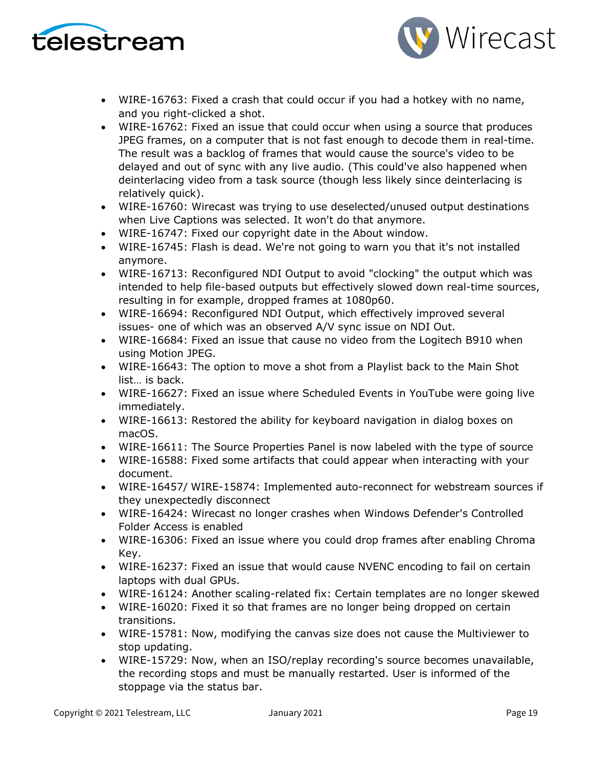- WIRE-16763: Fixed a crash that could occur if you had a hotkey with no name, and you right-clicked a shot.
- WIRE-16762: Fixed an issue that could occur when using a source that produces JPEG frames, on a computer that is not fast enough to decode them in real-time. The result was a backlog of frames that would cause the source's video to be delayed and out of sync with any live audio. (This could've also happened when deinterlacing video from a task source (though less likely since deinterlacing is relatively quick).
- WIRE-16760: Wirecast was trying to use deselected/unused output destinations when Live Captions was selected. It won't do that anymore.
- WIRE-16747: Fixed our copyright date in the About window.
- WIRE-16745: Flash is dead. We're not going to warn you that it's not installed anymore.
- WIRE-16713: Reconfigured NDI Output to avoid "clocking" the output which was intended to help file-based outputs but effectively slowed down real-time sources, resulting in for example, dropped frames at 1080p60.
- WIRE-16694: Reconfigured NDI Output, which effectively improved several issues- one of which was an observed A/V sync issue on NDI Out.
- WIRE-16684: Fixed an issue that cause no video from the Logitech B910 when using Motion JPEG.
- WIRE-16643: The option to move a shot from a Playlist back to the Main Shot list… is back.
- WIRE-16627: Fixed an issue where Scheduled Events in YouTube were going live immediately.
- WIRE-16613: Restored the ability for keyboard navigation in dialog boxes on macOS.
- WIRE-16611: The Source Properties Panel is now labeled with the type of source
- WIRE-16588: Fixed some artifacts that could appear when interacting with your document.
- WIRE-16457/ WIRE-15874: Implemented auto-reconnect for webstream sources if they unexpectedly disconnect
- WIRE-16424: Wirecast no longer crashes when Windows Defender's Controlled Folder Access is enabled
- WIRE-16306: Fixed an issue where you could drop frames after enabling Chroma Key.
- WIRE-16237: Fixed an issue that would cause NVENC encoding to fail on certain laptops with dual GPUs.
- WIRE-16124: Another scaling-related fix: Certain templates are no longer skewed
- WIRE-16020: Fixed it so that frames are no longer being dropped on certain transitions.
- WIRE-15781: Now, modifying the canvas size does not cause the Multiviewer to stop updating.
- WIRE-15729: Now, when an ISO/replay recording's source becomes unavailable, the recording stops and must be manually restarted. User is informed of the stoppage via the status bar.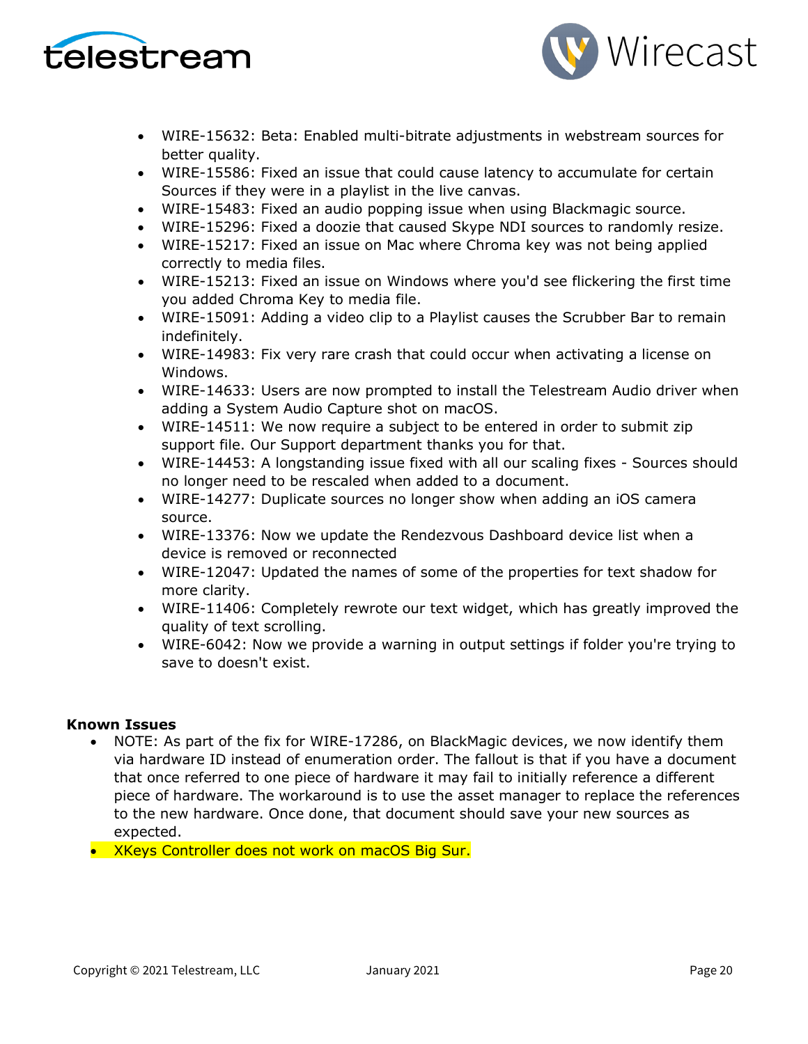- WIRE-15632: Beta: Enabled multi-bitrate adjustments in webstream sources for better quality.
- WIRE-15586: Fixed an issue that could cause latency to accumulate for certain Sources if they were in a playlist in the live canvas.
- WIRE-15483: Fixed an audio popping issue when using Blackmagic source.
- WIRE-15296: Fixed a doozie that caused Skype NDI sources to randomly resize.
- WIRE-15217: Fixed an issue on Mac where Chroma key was not being applied correctly to media files.
- WIRE-15213: Fixed an issue on Windows where you'd see flickering the first time you added Chroma Key to media file.
- WIRE-15091: Adding a video clip to a Playlist causes the Scrubber Bar to remain indefinitely.
- WIRE-14983: Fix very rare crash that could occur when activating a license on Windows.
- WIRE-14633: Users are now prompted to install the Telestream Audio driver when adding a System Audio Capture shot on macOS.
- WIRE-14511: We now require a subject to be entered in order to submit zip support file. Our Support department thanks you for that.
- WIRE-14453: A longstanding issue fixed with all our scaling fixes - Sources should no longer need to be rescaled when added to a document.
- WIRE-14277: Duplicate sources no longer show when adding an iOS camera source.
- WIRE-13376: Now we update the Rendezvous Dashboard device list when a device is removed or reconnected
- WIRE-12047: Updated the names of some of the properties for text shadow for more clarity.
- WIRE-11406: Completely rewrote our text widget, which has greatly improved the quality of text scrolling.
- WIRE-6042: Now we provide a warning in output settings if folder you're trying to save to doesn't exist.

**Known Issues**

- NOTE: As part of the fix for WIRE-17286, on BlackMagic devices, we now identify them via hardware ID instead of enumeration order. The fallout is that if you have a document that once referred to one piece of hardware it may fail to initially reference a different piece of hardware. The workaround is to use the asset manager to replace the references to the new hardware. Once done, that document should save your new sources as expected.
- XKeys Controller does not work on macOS Big Sur.